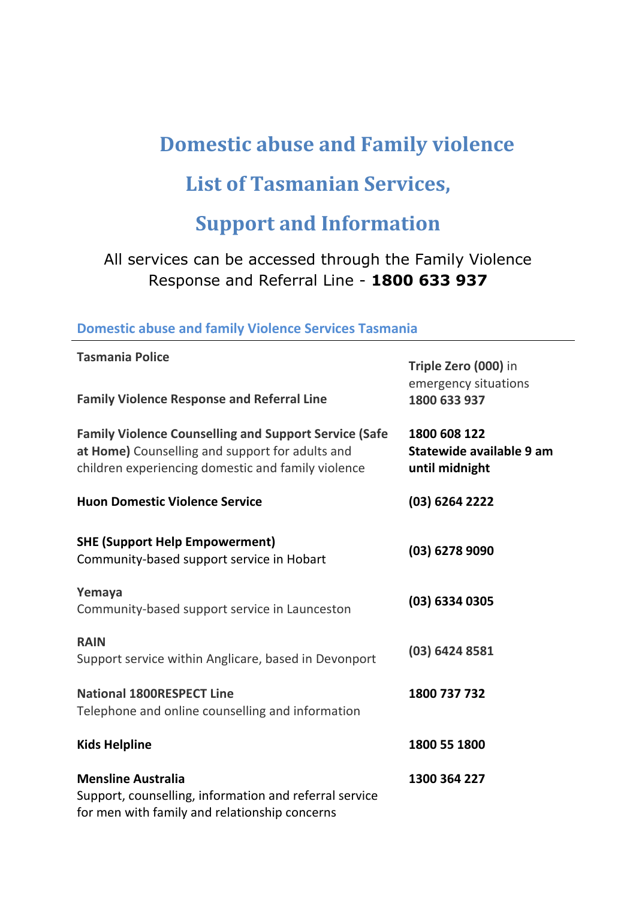# Domestic abuse and Family violence

# List of Tasmanian Services,

# Support and Information

All services can be accessed through the Family Violence Response and Referral Line - **1800 633 937**

## Domestic abuse and family Violence Services Tasmania

| | |
|---|---|
| **Tasmania Police** | **Triple Zero (000)** in emergency situations |
| **Family Violence Response and Referral Line** | **1800 633 937** |
| **Family Violence Counselling and Support Service (Safe at Home)** Counselling and support for adults and children experiencing domestic and family violence | **1800 608 122** **Statewide available 9 am until midnight** |
| **Huon Domestic Violence Service** | **(03) 6264 2222** |
| **SHE (Support Help Empowerment)** Community-based support service in Hobart | **(03) 6278 9090** |
| **Yemaya** Community-based support service in Launceston | **(03) 6334 0305** |
| **RAIN** Support service within Anglicare, based in Devonport | **(03) 6424 8581** |
| **National 1800RESPECT Line** Telephone and online counselling and information | **1800 737 732** |
| **Kids Helpline** | **1800 55 1800** |
| **Mensline Australia** Support, counselling, information and referral service for men with family and relationship concerns | **1300 364 227** |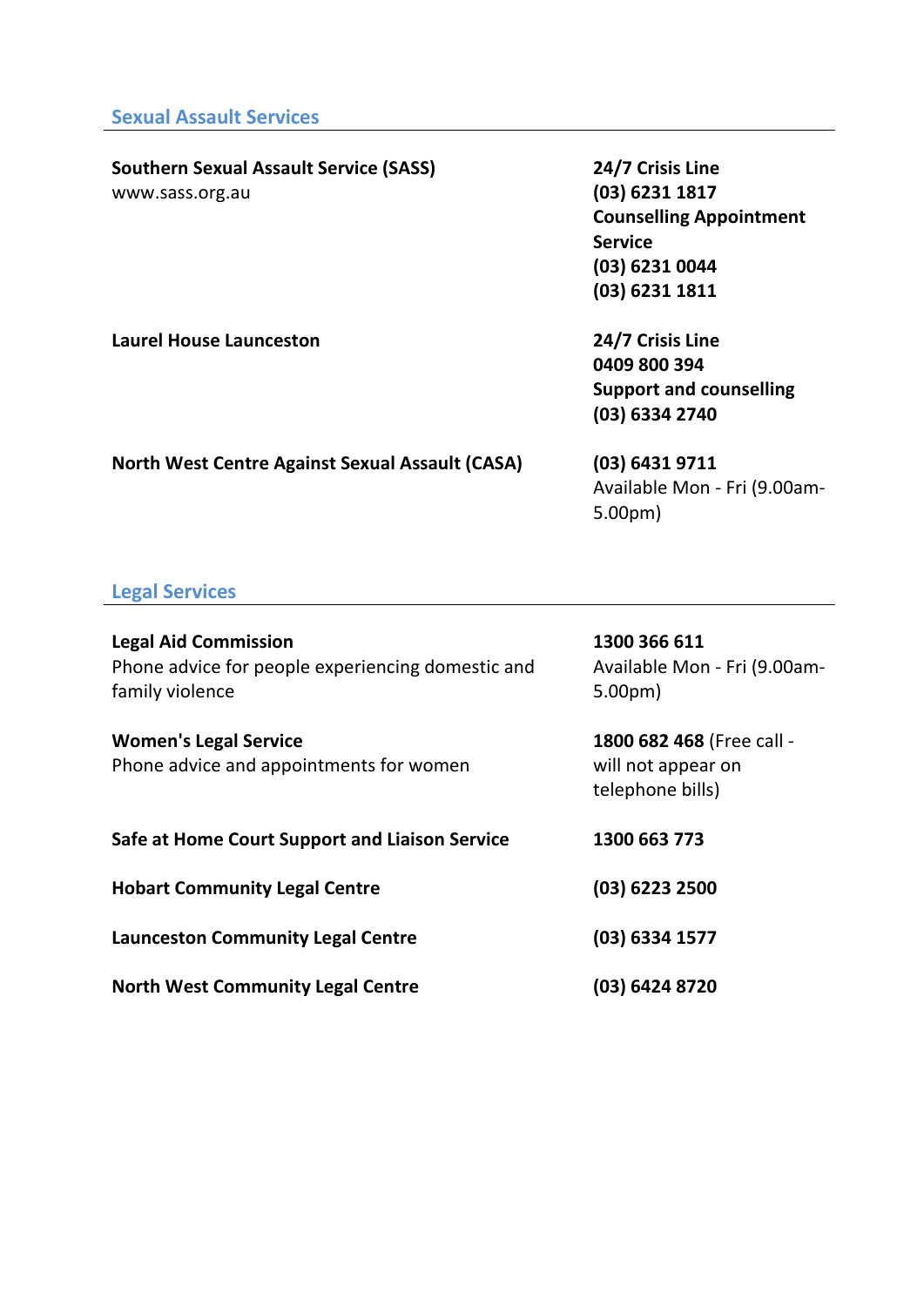## Sexual Assault Services

| | |
|---|---|
| **Southern Sexual Assault Service (SASS)**<br>www.sass.org.au | **24/7 Crisis Line**<br>**(03) 6231 1817**<br>**Counselling Appointment Service**<br>**(03) 6231 0044**<br>**(03) 6231 1811** |
| **Laurel House Launceston** | **24/7 Crisis Line**<br>**0409 800 394**<br>**Support and counselling**<br>**(03) 6334 2740** |
| **North West Centre Against Sexual Assault (CASA)** | **(03) 6431 9711**<br>Available Mon - Fri (9.00am-5.00pm) |

## Legal Services

| | |
|---|---|
| **Legal Aid Commission**<br>Phone advice for people experiencing domestic and family violence | **1300 366 611**<br>Available Mon - Fri (9.00am-5.00pm) |
| **Women's Legal Service**<br>Phone advice and appointments for women | **1800 682 468** (Free call - will not appear on telephone bills) |
| **Safe at Home Court Support and Liaison Service** | **1300 663 773** |
| **Hobart Community Legal Centre** | **(03) 6223 2500** |
| **Launceston Community Legal Centre** | **(03) 6334 1577** |
| **North West Community Legal Centre** | **(03) 6424 8720** |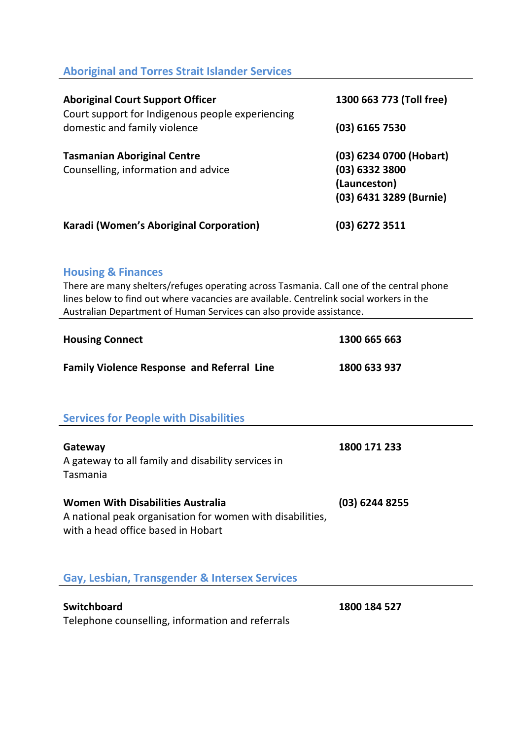## Aboriginal and Torres Strait Islander Services

| | |
|---|---|
| **Aboriginal Court Support Officer**<br>Court support for Indigenous people experiencing domestic and family violence | **1300 663 773 (Toll free)**<br>**(03) 6165 7530** |
| **Tasmanian Aboriginal Centre**<br>Counselling, information and advice | **(03) 6234 0700 (Hobart)**<br>**(03) 6332 3800 (Launceston)**<br>**(03) 6431 3289 (Burnie)** |
| **Karadi (Women's Aboriginal Corporation)** | **(03) 6272 3511** |

## Housing & Finances

There are many shelters/refuges operating across Tasmania. Call one of the central phone lines below to find out where vacancies are available. Centrelink social workers in the Australian Department of Human Services can also provide assistance.

| | |
|---|---|
| **Housing Connect** | **1300 665 663** |
| **Family Violence Response and Referral Line** | **1800 633 937** |

## Services for People with Disabilities

| | |
|---|---|
| **Gateway**<br>A gateway to all family and disability services in Tasmania | **1800 171 233** |
| **Women With Disabilities Australia**<br>A national peak organisation for women with disabilities, with a head office based in Hobart | **(03) 6244 8255** |

## Gay, Lesbian, Transgender & Intersex Services

| | |
|---|---|
| **Switchboard**<br>Telephone counselling, information and referrals | **1800 184 527** |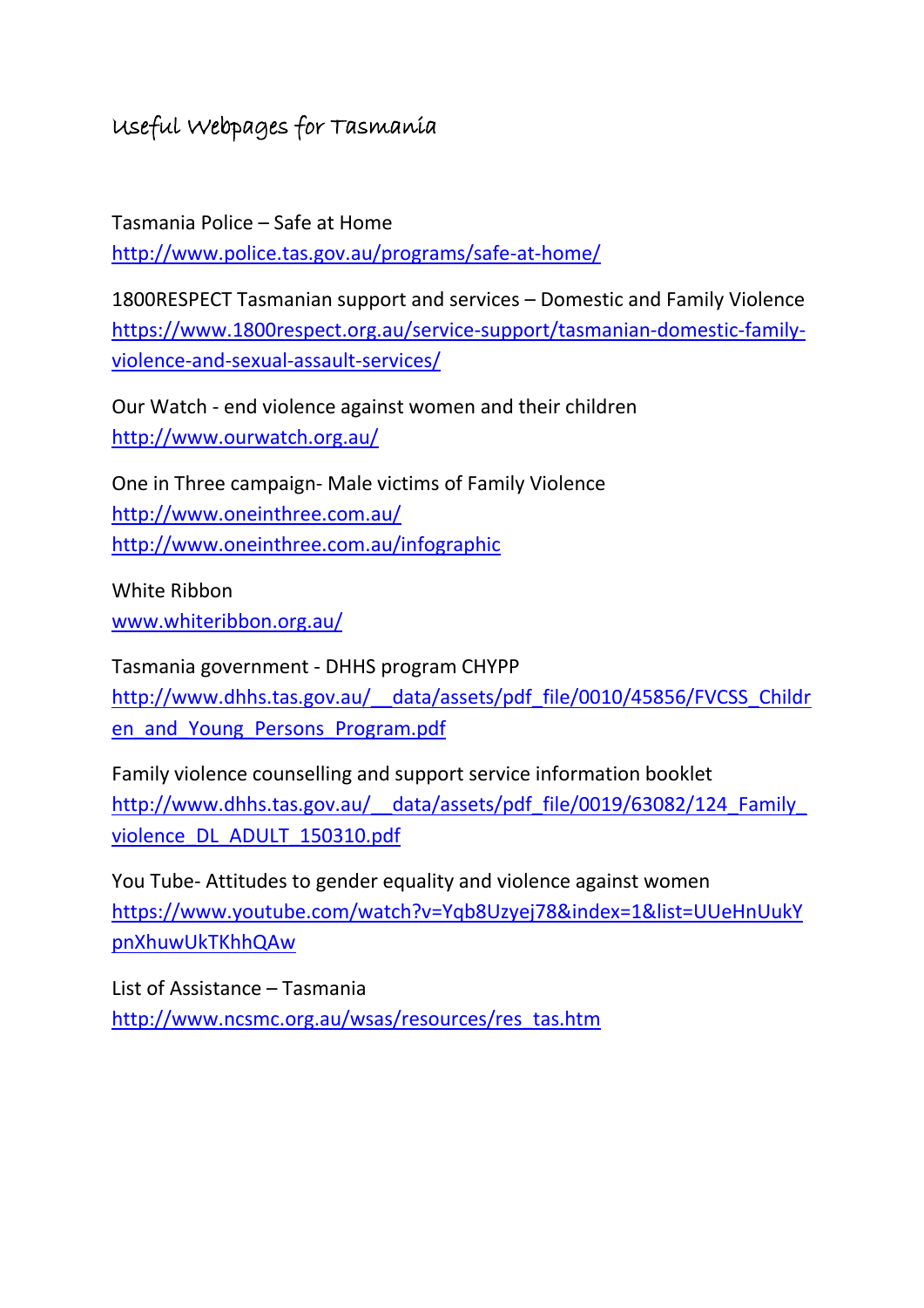# Useful Webpages for Tasmania

Tasmania Police – Safe at Home
http://www.police.tas.gov.au/programs/safe-at-home/

1800RESPECT Tasmanian support and services – Domestic and Family Violence
https://www.1800respect.org.au/service-support/tasmanian-domestic-family-violence-and-sexual-assault-services/

Our Watch - end violence against women and their children
http://www.ourwatch.org.au/

One in Three campaign- Male victims of Family Violence
http://www.oneinthree.com.au/
http://www.oneinthree.com.au/infographic

White Ribbon
www.whiteribbon.org.au/

Tasmania government - DHHS program CHYPP
http://www.dhhs.tas.gov.au/__data/assets/pdf_file/0010/45856/FVCSS_Children_and_Young_Persons_Program.pdf

Family violence counselling and support service information booklet
http://www.dhhs.tas.gov.au/__data/assets/pdf_file/0019/63082/124_Family_violence_DL_ADULT_150310.pdf

You Tube- Attitudes to gender equality and violence against women
https://www.youtube.com/watch?v=Yqb8Uzyej78&index=1&list=UUeHnUukYpnXhuwUkTKhhQAw

List of Assistance – Tasmania
http://www.ncsmc.org.au/wsas/resources/res_tas.htm